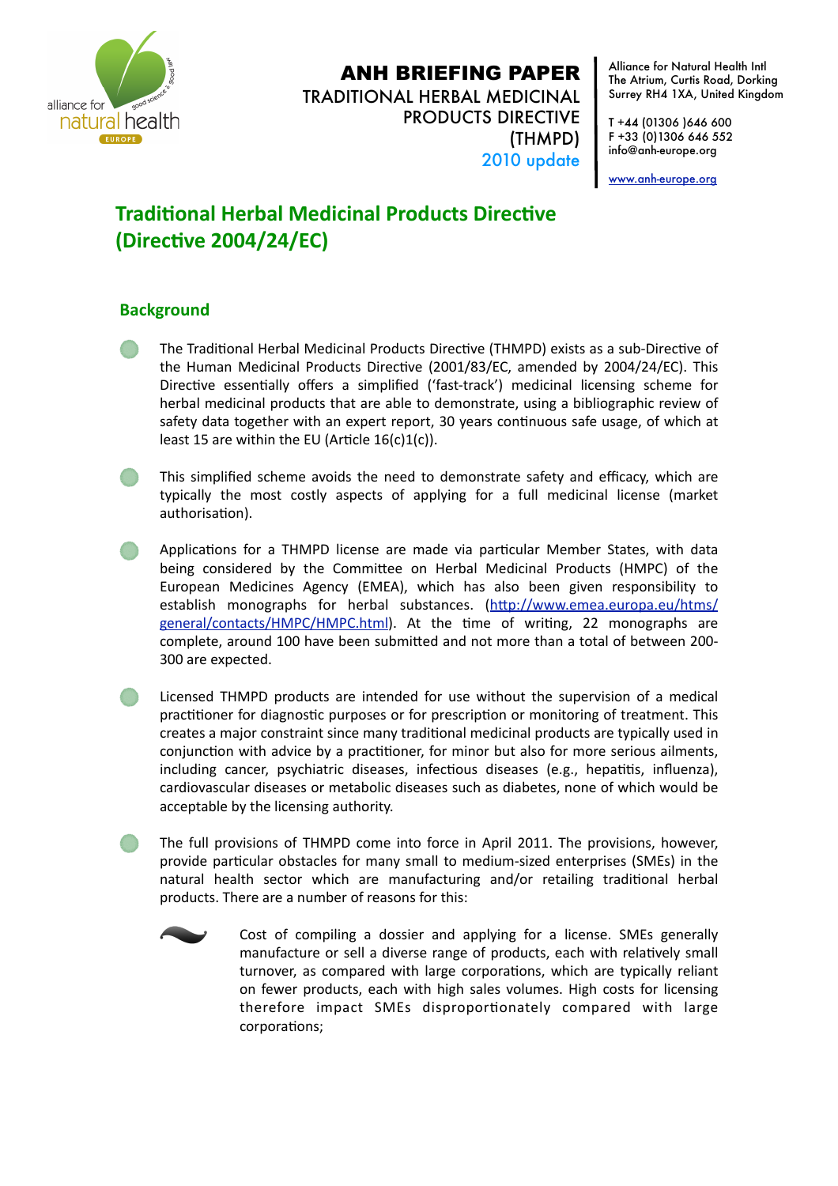ANH BRIEFING PAPER
TRADITIONAL HERBAL MEDICINAL PRODUCTS DIRECTIVE (THMPD)
2010 update

Alliance for Natural Health Intl
The Atrium, Curtis Road, Dorking
Surrey RH4 1XA, United Kingdom

T +44 (01306 )646 600
F +33 (0)1306 646 552
info@anh-europe.org

www.anh-europe.org

# Traditional Herbal Medicinal Products Directive (Directive 2004/24/EC)

## Background

- The Traditional Herbal Medicinal Products Directive (THMPD) exists as a sub-Directive of the Human Medicinal Products Directive (2001/83/EC, amended by 2004/24/EC). This Directive essentially offers a simplified ('fast-track') medicinal licensing scheme for herbal medicinal products that are able to demonstrate, using a bibliographic review of safety data together with an expert report, 30 years continuous safe usage, of which at least 15 are within the EU (Article 16(c)1(c)).

- This simplified scheme avoids the need to demonstrate safety and efficacy, which are typically the most costly aspects of applying for a full medicinal license (market authorisation).

- Applications for a THMPD license are made via particular Member States, with data being considered by the Committee on Herbal Medicinal Products (HMPC) of the European Medicines Agency (EMEA), which has also been given responsibility to establish monographs for herbal substances. (http://www.emea.europa.eu/htms/general/contacts/HMPC/HMPC.html). At the time of writing, 22 monographs are complete, around 100 have been submitted and not more than a total of between 200-300 are expected.

- Licensed THMPD products are intended for use without the supervision of a medical practitioner for diagnostic purposes or for prescription or monitoring of treatment. This creates a major constraint since many traditional medicinal products are typically used in conjunction with advice by a practitioner, for minor but also for more serious ailments, including cancer, psychiatric diseases, infectious diseases (e.g., hepatitis, influenza), cardiovascular diseases or metabolic diseases such as diabetes, none of which would be acceptable by the licensing authority.

- The full provisions of THMPD come into force in April 2011. The provisions, however, provide particular obstacles for many small to medium-sized enterprises (SMEs) in the natural health sector which are manufacturing and/or retailing traditional herbal products. There are a number of reasons for this:

  - Cost of compiling a dossier and applying for a license. SMEs generally manufacture or sell a diverse range of products, each with relatively small turnover, as compared with large corporations, which are typically reliant on fewer products, each with high sales volumes. High costs for licensing therefore impact SMEs disproportionately compared with large corporations;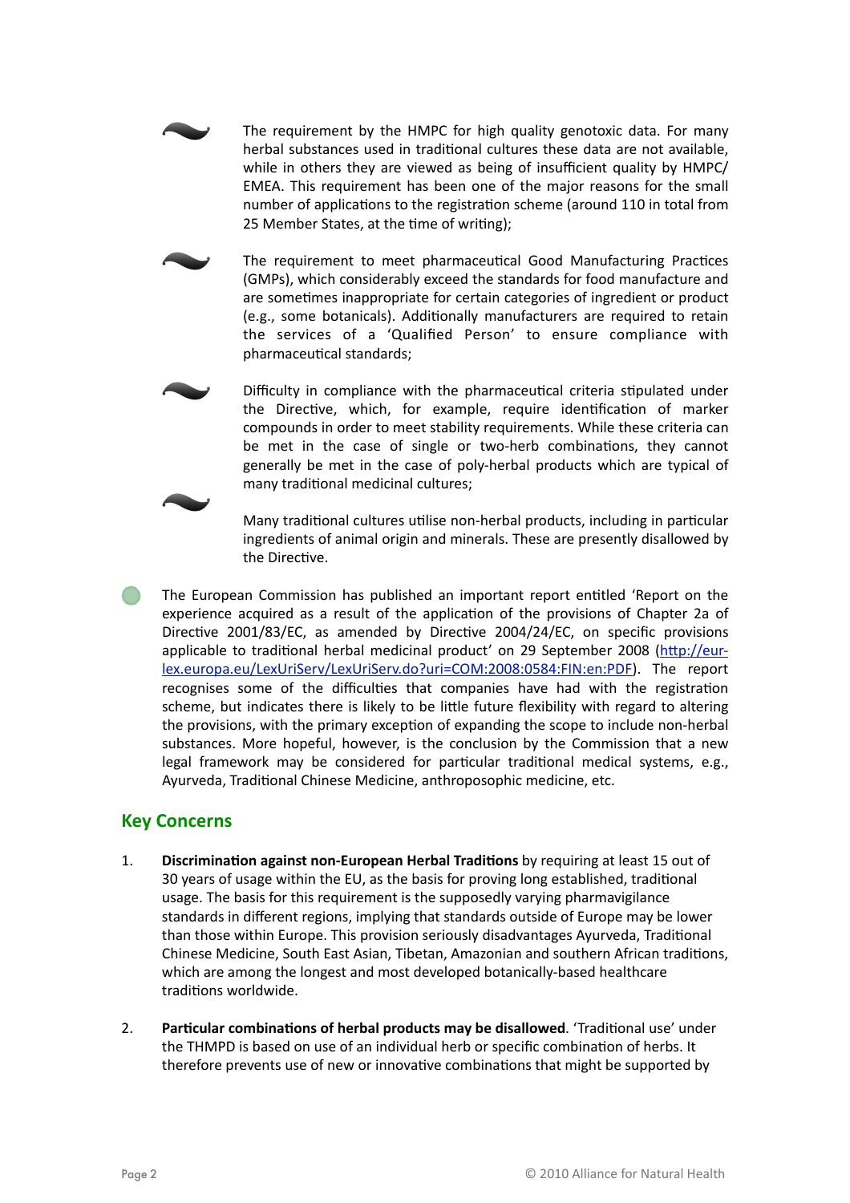- The requirement by the HMPC for high quality genotoxic data. For many herbal substances used in traditional cultures these data are not available, while in others they are viewed as being of insufficient quality by HMPC/ EMEA. This requirement has been one of the major reasons for the small number of applications to the registration scheme (around 110 in total from 25 Member States, at the time of writing);

- The requirement to meet pharmaceutical Good Manufacturing Practices (GMPs), which considerably exceed the standards for food manufacture and are sometimes inappropriate for certain categories of ingredient or product (e.g., some botanicals). Additionally manufacturers are required to retain the services of a 'Qualified Person' to ensure compliance with pharmaceutical standards;

- Difficulty in compliance with the pharmaceutical criteria stipulated under the Directive, which, for example, require identification of marker compounds in order to meet stability requirements. While these criteria can be met in the case of single or two-herb combinations, they cannot generally be met in the case of poly-herbal products which are typical of many traditional medicinal cultures;

- Many traditional cultures utilise non-herbal products, including in particular ingredients of animal origin and minerals. These are presently disallowed by the Directive.

- The European Commission has published an important report entitled 'Report on the experience acquired as a result of the application of the provisions of Chapter 2a of Directive 2001/83/EC, as amended by Directive 2004/24/EC, on specific provisions applicable to traditional herbal medicinal product' on 29 September 2008 (http://eur-lex.europa.eu/LexUriServ/LexUriServ.do?uri=COM:2008:0584:FIN:en:PDF). The report recognises some of the difficulties that companies have had with the registration scheme, but indicates there is likely to be little future flexibility with regard to altering the provisions, with the primary exception of expanding the scope to include non-herbal substances. More hopeful, however, is the conclusion by the Commission that a new legal framework may be considered for particular traditional medical systems, e.g., Ayurveda, Traditional Chinese Medicine, anthroposophic medicine, etc.

## Key Concerns

1. **Discrimination against non-European Herbal Traditions** by requiring at least 15 out of 30 years of usage within the EU, as the basis for proving long established, traditional usage. The basis for this requirement is the supposedly varying pharmavigilance standards in different regions, implying that standards outside of Europe may be lower than those within Europe. This provision seriously disadvantages Ayurveda, Traditional Chinese Medicine, South East Asian, Tibetan, Amazonian and southern African traditions, which are among the longest and most developed botanically-based healthcare traditions worldwide.

2. **Particular combinations of herbal products may be disallowed**. 'Traditional use' under the THMPD is based on use of an individual herb or specific combination of herbs. It therefore prevents use of new or innovative combinations that might be supported by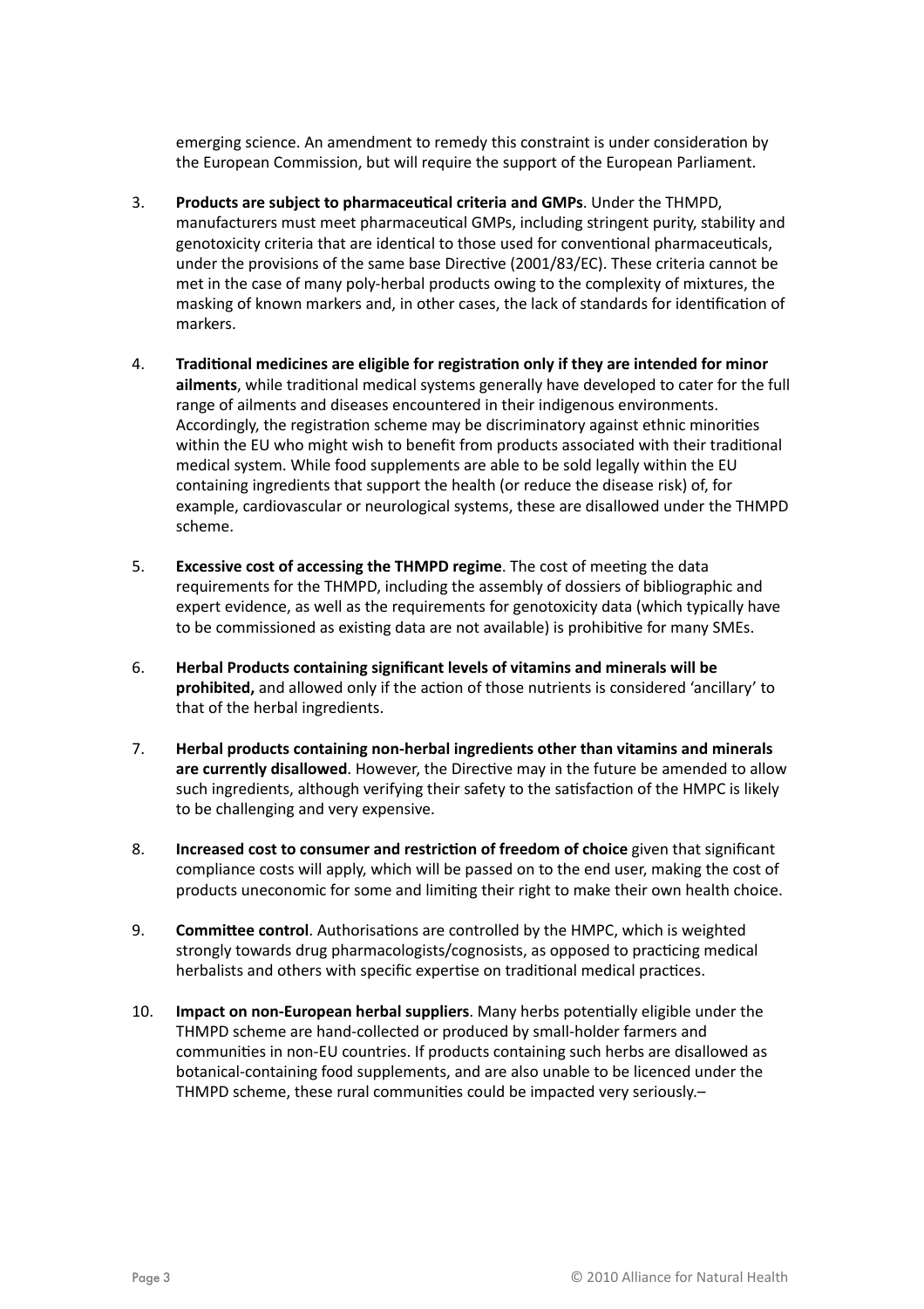emerging science. An amendment to remedy this constraint is under consideration by the European Commission, but will require the support of the European Parliament.

3. **Products are subject to pharmaceutical criteria and GMPs**. Under the THMPD, manufacturers must meet pharmaceutical GMPs, including stringent purity, stability and genotoxicity criteria that are identical to those used for conventional pharmaceuticals, under the provisions of the same base Directive (2001/83/EC). These criteria cannot be met in the case of many poly-herbal products owing to the complexity of mixtures, the masking of known markers and, in other cases, the lack of standards for identification of markers.

4. **Traditional medicines are eligible for registration only if they are intended for minor ailments**, while traditional medical systems generally have developed to cater for the full range of ailments and diseases encountered in their indigenous environments. Accordingly, the registration scheme may be discriminatory against ethnic minorities within the EU who might wish to benefit from products associated with their traditional medical system. While food supplements are able to be sold legally within the EU containing ingredients that support the health (or reduce the disease risk) of, for example, cardiovascular or neurological systems, these are disallowed under the THMPD scheme.

5. **Excessive cost of accessing the THMPD regime**. The cost of meeting the data requirements for the THMPD, including the assembly of dossiers of bibliographic and expert evidence, as well as the requirements for genotoxicity data (which typically have to be commissioned as existing data are not available) is prohibitive for many SMEs.

6. **Herbal Products containing significant levels of vitamins and minerals will be prohibited,** and allowed only if the action of those nutrients is considered 'ancillary' to that of the herbal ingredients.

7. **Herbal products containing non-herbal ingredients other than vitamins and minerals are currently disallowed**. However, the Directive may in the future be amended to allow such ingredients, although verifying their safety to the satisfaction of the HMPC is likely to be challenging and very expensive.

8. **Increased cost to consumer and restriction of freedom of choice** given that significant compliance costs will apply, which will be passed on to the end user, making the cost of products uneconomic for some and limiting their right to make their own health choice.

9. **Committee control**. Authorisations are controlled by the HMPC, which is weighted strongly towards drug pharmacologists/cognosists, as opposed to practicing medical herbalists and others with specific expertise on traditional medical practices.

10. **Impact on non-European herbal suppliers**. Many herbs potentially eligible under the THMPD scheme are hand-collected or produced by small-holder farmers and communities in non-EU countries. If products containing such herbs are disallowed as botanical-containing food supplements, and are also unable to be licenced under the THMPD scheme, these rural communities could be impacted very seriously.–

© 2010 Alliance for Natural Health